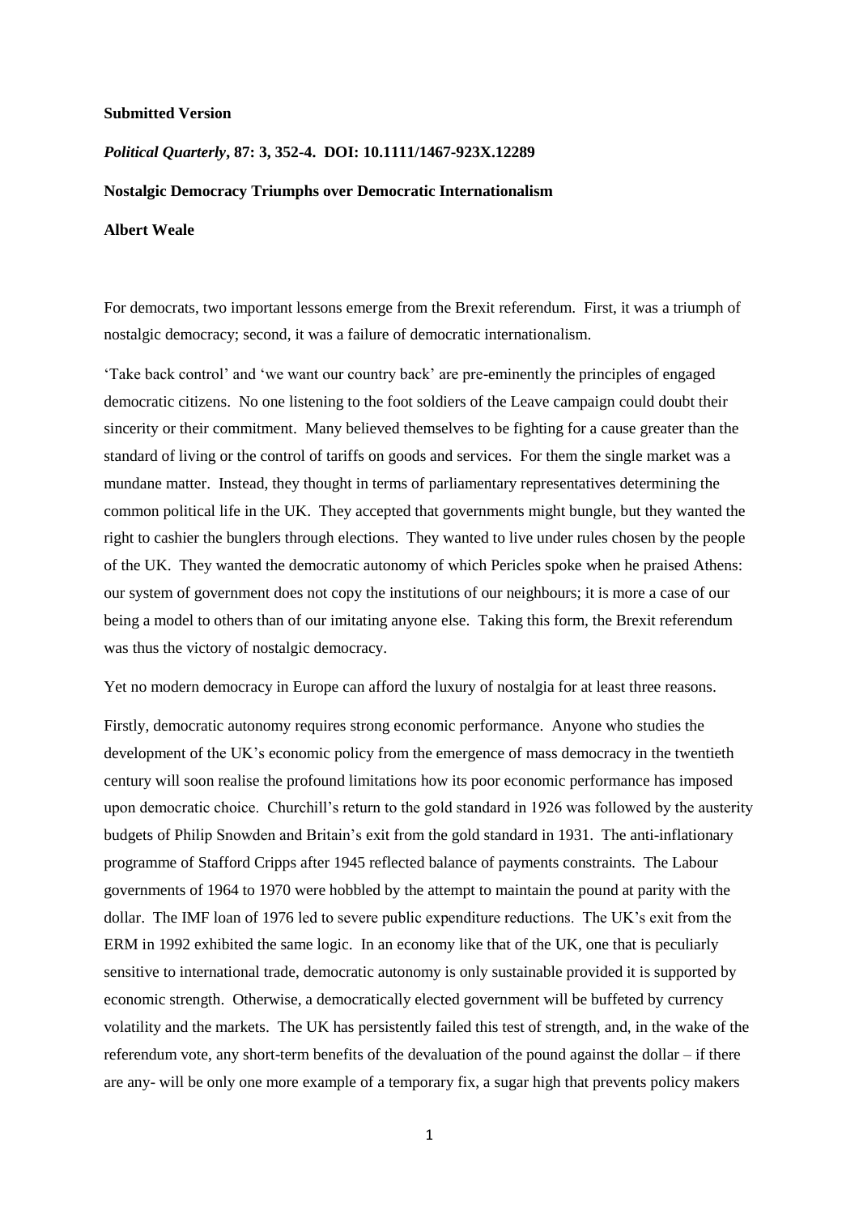**Submitted Version**

***Political Quarterly*, 87: 3, 352-4. DOI: 10.1111/1467-923X.12289**

**Nostalgic Democracy Triumphs over Democratic Internationalism**

**Albert Weale**

For democrats, two important lessons emerge from the Brexit referendum. First, it was a triumph of nostalgic democracy; second, it was a failure of democratic internationalism.

'Take back control' and 'we want our country back' are pre-eminently the principles of engaged democratic citizens. No one listening to the foot soldiers of the Leave campaign could doubt their sincerity or their commitment. Many believed themselves to be fighting for a cause greater than the standard of living or the control of tariffs on goods and services. For them the single market was a mundane matter. Instead, they thought in terms of parliamentary representatives determining the common political life in the UK. They accepted that governments might bungle, but they wanted the right to cashier the bunglers through elections. They wanted to live under rules chosen by the people of the UK. They wanted the democratic autonomy of which Pericles spoke when he praised Athens: our system of government does not copy the institutions of our neighbours; it is more a case of our being a model to others than of our imitating anyone else. Taking this form, the Brexit referendum was thus the victory of nostalgic democracy.

Yet no modern democracy in Europe can afford the luxury of nostalgia for at least three reasons.

Firstly, democratic autonomy requires strong economic performance. Anyone who studies the development of the UK's economic policy from the emergence of mass democracy in the twentieth century will soon realise the profound limitations how its poor economic performance has imposed upon democratic choice. Churchill's return to the gold standard in 1926 was followed by the austerity budgets of Philip Snowden and Britain's exit from the gold standard in 1931. The anti-inflationary programme of Stafford Cripps after 1945 reflected balance of payments constraints. The Labour governments of 1964 to 1970 were hobbled by the attempt to maintain the pound at parity with the dollar. The IMF loan of 1976 led to severe public expenditure reductions. The UK's exit from the ERM in 1992 exhibited the same logic. In an economy like that of the UK, one that is peculiarly sensitive to international trade, democratic autonomy is only sustainable provided it is supported by economic strength. Otherwise, a democratically elected government will be buffeted by currency volatility and the markets. The UK has persistently failed this test of strength, and, in the wake of the referendum vote, any short-term benefits of the devaluation of the pound against the dollar – if there are any- will be only one more example of a temporary fix, a sugar high that prevents policy makers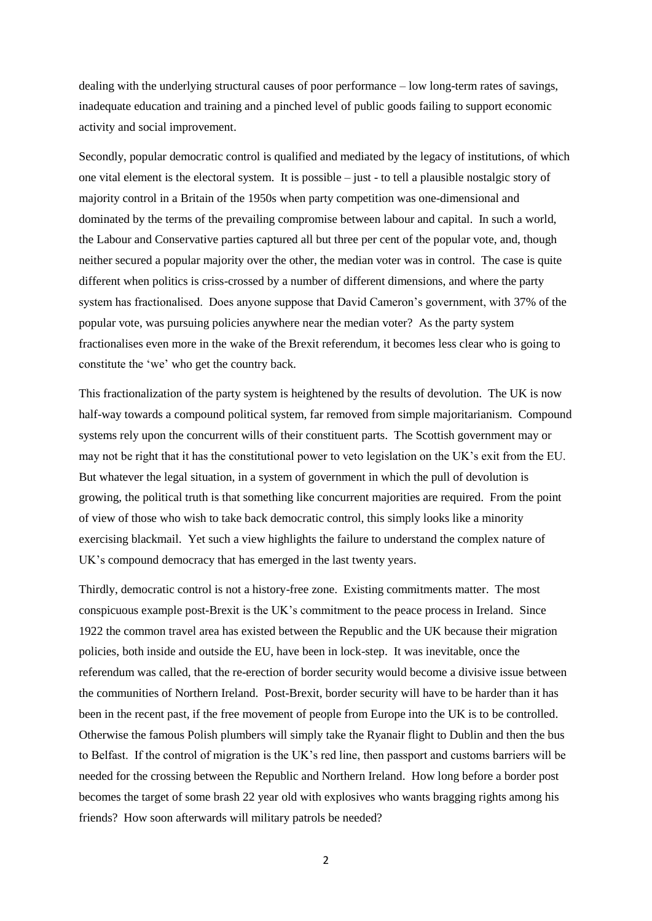dealing with the underlying structural causes of poor performance – low long-term rates of savings, inadequate education and training and a pinched level of public goods failing to support economic activity and social improvement.

Secondly, popular democratic control is qualified and mediated by the legacy of institutions, of which one vital element is the electoral system. It is possible – just - to tell a plausible nostalgic story of majority control in a Britain of the 1950s when party competition was one-dimensional and dominated by the terms of the prevailing compromise between labour and capital. In such a world, the Labour and Conservative parties captured all but three per cent of the popular vote, and, though neither secured a popular majority over the other, the median voter was in control. The case is quite different when politics is criss-crossed by a number of different dimensions, and where the party system has fractionalised. Does anyone suppose that David Cameron's government, with 37% of the popular vote, was pursuing policies anywhere near the median voter? As the party system fractionalises even more in the wake of the Brexit referendum, it becomes less clear who is going to constitute the 'we' who get the country back.

This fractionalization of the party system is heightened by the results of devolution. The UK is now half-way towards a compound political system, far removed from simple majoritarianism. Compound systems rely upon the concurrent wills of their constituent parts. The Scottish government may or may not be right that it has the constitutional power to veto legislation on the UK's exit from the EU. But whatever the legal situation, in a system of government in which the pull of devolution is growing, the political truth is that something like concurrent majorities are required. From the point of view of those who wish to take back democratic control, this simply looks like a minority exercising blackmail. Yet such a view highlights the failure to understand the complex nature of UK's compound democracy that has emerged in the last twenty years.

Thirdly, democratic control is not a history-free zone. Existing commitments matter. The most conspicuous example post-Brexit is the UK's commitment to the peace process in Ireland. Since 1922 the common travel area has existed between the Republic and the UK because their migration policies, both inside and outside the EU, have been in lock-step. It was inevitable, once the referendum was called, that the re-erection of border security would become a divisive issue between the communities of Northern Ireland. Post-Brexit, border security will have to be harder than it has been in the recent past, if the free movement of people from Europe into the UK is to be controlled. Otherwise the famous Polish plumbers will simply take the Ryanair flight to Dublin and then the bus to Belfast. If the control of migration is the UK's red line, then passport and customs barriers will be needed for the crossing between the Republic and Northern Ireland. How long before a border post becomes the target of some brash 22 year old with explosives who wants bragging rights among his friends? How soon afterwards will military patrols be needed?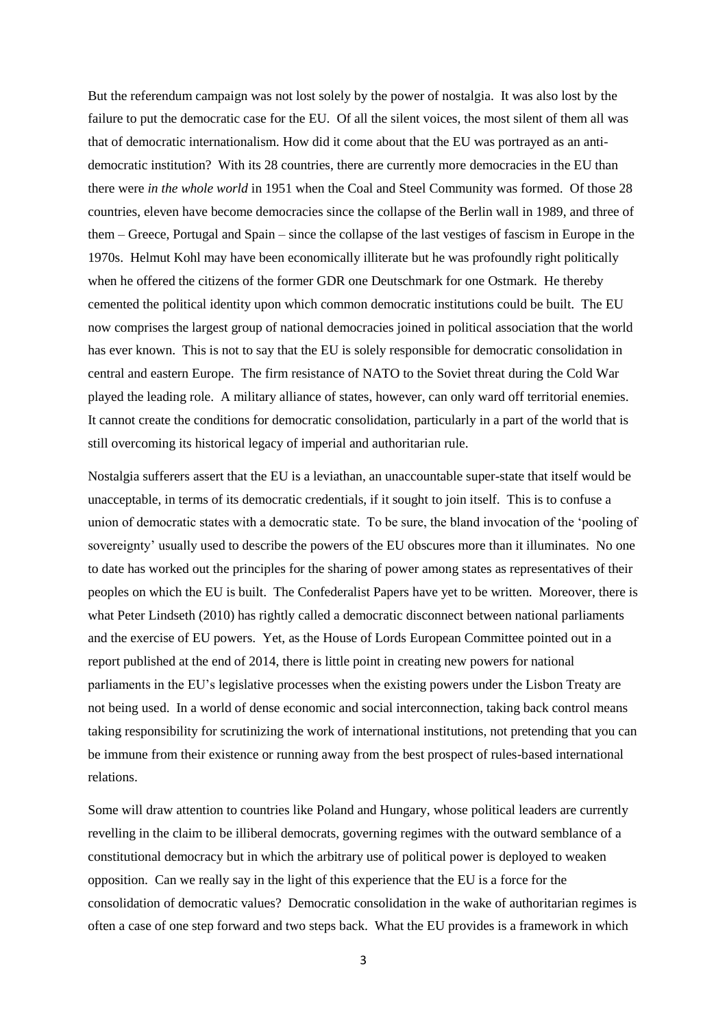But the referendum campaign was not lost solely by the power of nostalgia. It was also lost by the failure to put the democratic case for the EU. Of all the silent voices, the most silent of them all was that of democratic internationalism. How did it come about that the EU was portrayed as an anti-democratic institution? With its 28 countries, there are currently more democracies in the EU than there were *in the whole world* in 1951 when the Coal and Steel Community was formed. Of those 28 countries, eleven have become democracies since the collapse of the Berlin wall in 1989, and three of them – Greece, Portugal and Spain – since the collapse of the last vestiges of fascism in Europe in the 1970s. Helmut Kohl may have been economically illiterate but he was profoundly right politically when he offered the citizens of the former GDR one Deutschmark for one Ostmark. He thereby cemented the political identity upon which common democratic institutions could be built. The EU now comprises the largest group of national democracies joined in political association that the world has ever known. This is not to say that the EU is solely responsible for democratic consolidation in central and eastern Europe. The firm resistance of NATO to the Soviet threat during the Cold War played the leading role. A military alliance of states, however, can only ward off territorial enemies. It cannot create the conditions for democratic consolidation, particularly in a part of the world that is still overcoming its historical legacy of imperial and authoritarian rule.

Nostalgia sufferers assert that the EU is a leviathan, an unaccountable super-state that itself would be unacceptable, in terms of its democratic credentials, if it sought to join itself. This is to confuse a union of democratic states with a democratic state. To be sure, the bland invocation of the 'pooling of sovereignty' usually used to describe the powers of the EU obscures more than it illuminates. No one to date has worked out the principles for the sharing of power among states as representatives of their peoples on which the EU is built. The Confederalist Papers have yet to be written. Moreover, there is what Peter Lindseth (2010) has rightly called a democratic disconnect between national parliaments and the exercise of EU powers. Yet, as the House of Lords European Committee pointed out in a report published at the end of 2014, there is little point in creating new powers for national parliaments in the EU's legislative processes when the existing powers under the Lisbon Treaty are not being used. In a world of dense economic and social interconnection, taking back control means taking responsibility for scrutinizing the work of international institutions, not pretending that you can be immune from their existence or running away from the best prospect of rules-based international relations.

Some will draw attention to countries like Poland and Hungary, whose political leaders are currently revelling in the claim to be illiberal democrats, governing regimes with the outward semblance of a constitutional democracy but in which the arbitrary use of political power is deployed to weaken opposition. Can we really say in the light of this experience that the EU is a force for the consolidation of democratic values? Democratic consolidation in the wake of authoritarian regimes is often a case of one step forward and two steps back. What the EU provides is a framework in which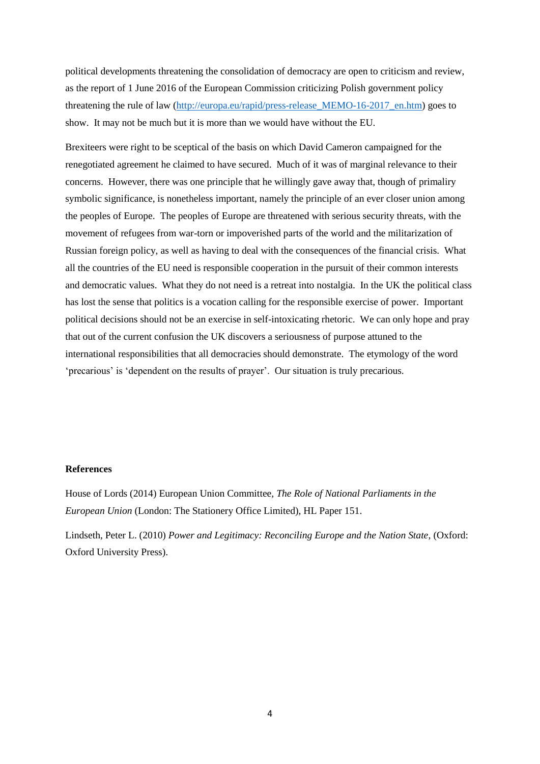political developments threatening the consolidation of democracy are open to criticism and review, as the report of 1 June 2016 of the European Commission criticizing Polish government policy threatening the rule of law (http://europa.eu/rapid/press-release_MEMO-16-2017_en.htm) goes to show. It may not be much but it is more than we would have without the EU.

Brexiteers were right to be sceptical of the basis on which David Cameron campaigned for the renegotiated agreement he claimed to have secured. Much of it was of marginal relevance to their concerns. However, there was one principle that he willingly gave away that, though of primaliry symbolic significance, is nonetheless important, namely the principle of an ever closer union among the peoples of Europe. The peoples of Europe are threatened with serious security threats, with the movement of refugees from war-torn or impoverished parts of the world and the militarization of Russian foreign policy, as well as having to deal with the consequences of the financial crisis. What all the countries of the EU need is responsible cooperation in the pursuit of their common interests and democratic values. What they do not need is a retreat into nostalgia. In the UK the political class has lost the sense that politics is a vocation calling for the responsible exercise of power. Important political decisions should not be an exercise in self-intoxicating rhetoric. We can only hope and pray that out of the current confusion the UK discovers a seriousness of purpose attuned to the international responsibilities that all democracies should demonstrate. The etymology of the word 'precarious' is 'dependent on the results of prayer'. Our situation is truly precarious.

**References**

House of Lords (2014) European Union Committee, *The Role of National Parliaments in the European Union* (London: The Stationery Office Limited), HL Paper 151.

Lindseth, Peter L. (2010) *Power and Legitimacy: Reconciling Europe and the Nation State*, (Oxford: Oxford University Press).